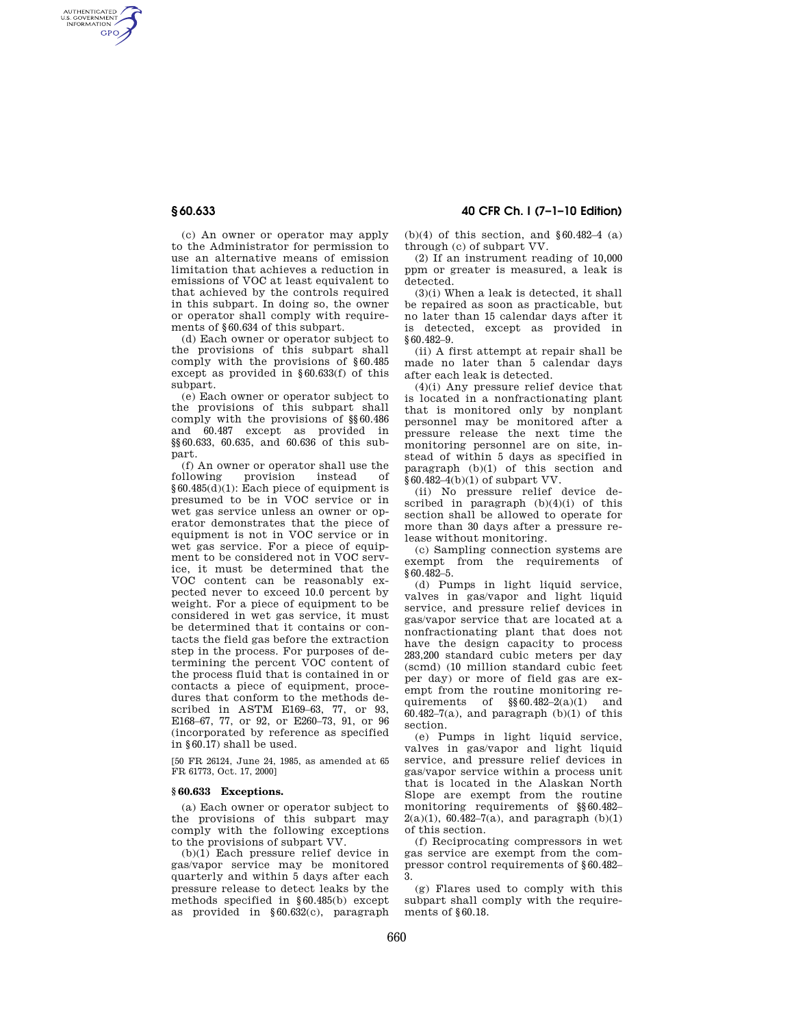(c) An owner or operator may apply to the Administrator for permission to use an alternative means of emission limitation that achieves a reduction in emissions of VOC at least equivalent to that achieved by the controls required in this subpart. In doing so, the owner or operator shall comply with requirements of §60.634 of this subpart.

(d) Each owner or operator subject to the provisions of this subpart shall comply with the provisions of §60.485 except as provided in §60.633(f) of this subpart.

(e) Each owner or operator subject to the provisions of this subpart shall comply with the provisions of §§60.486 and 60.487 except as provided in §§60.633, 60.635, and 60.636 of this subpart.

(f) An owner or operator shall use the following provision instead of §60.485(d)(1): Each piece of equipment is presumed to be in VOC service or in wet gas service unless an owner or operator demonstrates that the piece of equipment is not in VOC service or in wet gas service. For a piece of equipment to be considered not in VOC service, it must be determined that the VOC content can be reasonably expected never to exceed 10.0 percent by weight. For a piece of equipment to be considered in wet gas service, it must be determined that it contains or contacts the field gas before the extraction step in the process. For purposes of determining the percent VOC content of the process fluid that is contained in or contacts a piece of equipment, procedures that conform to the methods described in ASTM E169–63, 77, or 93, E168–67, 77, or 92, or E260–73, 91, or 96 (incorporated by reference as specified in §60.17) shall be used.

[50 FR 26124, June 24, 1985, as amended at 65 FR 61773, Oct. 17, 2000]

## §60.633 Exceptions.

(a) Each owner or operator subject to the provisions of this subpart may comply with the following exceptions to the provisions of subpart VV.

(b)(1) Each pressure relief device in gas/vapor service may be monitored quarterly and within 5 days after each pressure release to detect leaks by the methods specified in §60.485(b) except as provided in §60.632(c), paragraph (b)(4) of this section, and §60.482–4 (a) through (c) of subpart VV.

(2) If an instrument reading of 10,000 ppm or greater is measured, a leak is detected.

(3)(i) When a leak is detected, it shall be repaired as soon as practicable, but no later than 15 calendar days after it is detected, except as provided in §60.482–9.

(ii) A first attempt at repair shall be made no later than 5 calendar days after each leak is detected.

(4)(i) Any pressure relief device that is located in a nonfractionating plant that is monitored only by nonplant personnel may be monitored after a pressure release the next time the monitoring personnel are on site, instead of within 5 days as specified in paragraph (b)(1) of this section and §60.482–4(b)(1) of subpart VV.

(ii) No pressure relief device described in paragraph (b)(4)(i) of this section shall be allowed to operate for more than 30 days after a pressure release without monitoring.

(c) Sampling connection systems are exempt from the requirements of §60.482–5.

(d) Pumps in light liquid service, valves in gas/vapor and light liquid service, and pressure relief devices in gas/vapor service that are located at a nonfractionating plant that does not have the design capacity to process 283,200 standard cubic meters per day (scmd) (10 million standard cubic feet per day) or more of field gas are exempt from the routine monitoring requirements of §§60.482–2(a)(1) and 60.482–7(a), and paragraph (b)(1) of this section.

(e) Pumps in light liquid service, valves in gas/vapor and light liquid service, and pressure relief devices in gas/vapor service within a process unit that is located in the Alaskan North Slope are exempt from the routine monitoring requirements of §§60.482–2(a)(1), 60.482–7(a), and paragraph (b)(1) of this section.

(f) Reciprocating compressors in wet gas service are exempt from the compressor control requirements of §60.482–3.

(g) Flares used to comply with this subpart shall comply with the requirements of §60.18.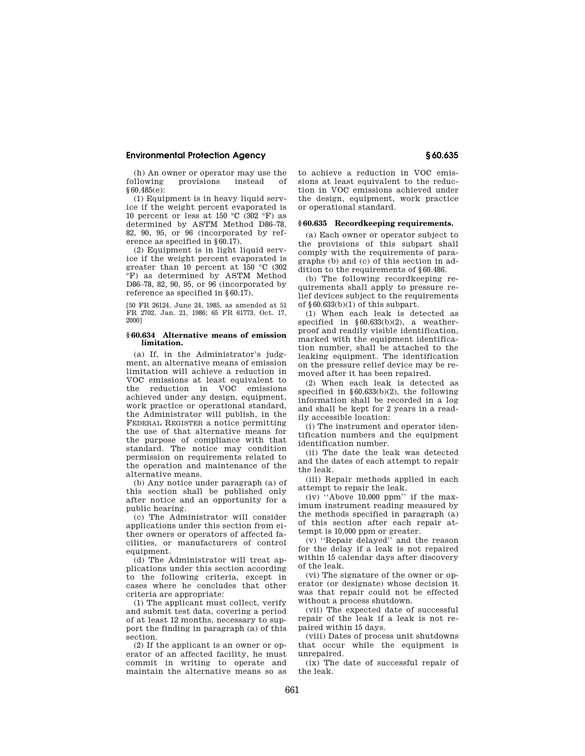(h) An owner or operator may use the following provisions instead of §60.485(e):

(1) Equipment is in heavy liquid service if the weight percent evaporated is 10 percent or less at 150 °C (302 °F) as determined by ASTM Method D86–78, 82, 90, 95, or 96 (incorporated by reference as specified in §60.17).

(2) Equipment is in light liquid service if the weight percent evaporated is greater than 10 percent at 150 °C (302 °F) as determined by ASTM Method D86–78, 82, 90, 95, or 96 (incorporated by reference as specified in §60.17).

[50 FR 26124, June 24, 1985, as amended at 51 FR 2702, Jan. 21, 1986; 65 FR 61773, Oct. 17, 2000]

### §60.634 Alternative means of emission limitation.

(a) If, in the Administrator's judgment, an alternative means of emission limitation will achieve a reduction in VOC emissions at least equivalent to the reduction in VOC emissions achieved under any design, equipment, work practice or operational standard, the Administrator will publish, in the FEDERAL REGISTER a notice permitting the use of that alternative means for the purpose of compliance with that standard. The notice may condition permission on requirements related to the operation and maintenance of the alternative means.

(b) Any notice under paragraph (a) of this section shall be published only after notice and an opportunity for a public hearing.

(c) The Administrator will consider applications under this section from either owners or operators of affected facilities, or manufacturers of control equipment.

(d) The Administrator will treat applications under this section according to the following criteria, except in cases where he concludes that other criteria are appropriate:

(1) The applicant must collect, verify and submit test data, covering a period of at least 12 months, necessary to support the finding in paragraph (a) of this section.

(2) If the applicant is an owner or operator of an affected facility, he must commit in writing to operate and maintain the alternative means so as to achieve a reduction in VOC emissions at least equivalent to the reduction in VOC emissions achieved under the design, equipment, work practice or operational standard.

### §60.635 Recordkeeping requirements.

(a) Each owner or operator subject to the provisions of this subpart shall comply with the requirements of paragraphs (b) and (c) of this section in addition to the requirements of §60.486.

(b) The following recordkeeping requirements shall apply to pressure relief devices subject to the requirements of §60.633(b)(1) of this subpart.

(1) When each leak is detected as specified in §60.633(b)(2), a weatherproof and readily visible identification, marked with the equipment identification number, shall be attached to the leaking equipment. The identification on the pressure relief device may be removed after it has been repaired.

(2) When each leak is detected as specified in §60.633(b)(2), the following information shall be recorded in a log and shall be kept for 2 years in a readily accessible location:

(i) The instrument and operator identification numbers and the equipment identification number.

(ii) The date the leak was detected and the dates of each attempt to repair the leak.

(iii) Repair methods applied in each attempt to repair the leak.

(iv) ''Above 10,000 ppm'' if the maximum instrument reading measured by the methods specified in paragraph (a) of this section after each repair attempt is 10,000 ppm or greater.

(v) ''Repair delayed'' and the reason for the delay if a leak is not repaired within 15 calendar days after discovery of the leak.

(vi) The signature of the owner or operator (or designate) whose decision it was that repair could not be effected without a process shutdown.

(vii) The expected date of successful repair of the leak if a leak is not repaired within 15 days.

(viii) Dates of process unit shutdowns that occur while the equipment is unrepaired.

(ix) The date of successful repair of the leak.